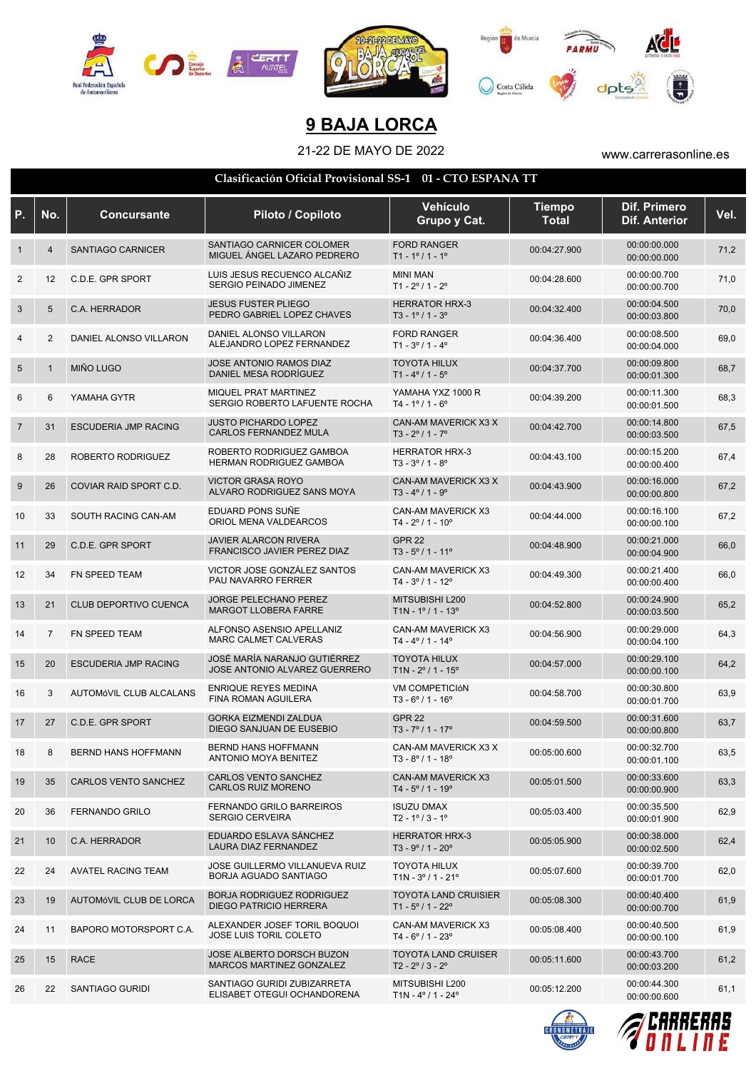# 9 BAJA LORCA

21-22 DE MAYO DE 2022

www.carrerasonline.es

**Clasificación Oficial Provisional SS-1 01 - CTO ESPANA TT**

| P. | No. | Concursante | Piloto / Copiloto | Vehículo Grupo y Cat. | Tiempo Total | Dif. Primero Dif. Anterior | Vel. |
|---|---|---|---|---|---|---|---|
| 1 | 4 | SANTIAGO CARNICER | SANTIAGO CARNICER COLOMER<br>MIGUEL ÁNGEL LAZARO PEDRERO | FORD RANGER<br>T1 - 1º / 1 - 1º | 00:04:27.900 | 00:00:00.000<br>00:00:00.000 | 71,2 |
| 2 | 12 | C.D.E. GPR SPORT | LUIS JESUS RECUENCO ALCAÑIZ<br>SERGIO PEINADO JIMENEZ | MINI MAN<br>T1 - 2º / 1 - 2º | 00:04:28.600 | 00:00:00.700<br>00:00:00.700 | 71,0 |
| 3 | 5 | C.A. HERRADOR | JESUS FUSTER PLIEGO<br>PEDRO GABRIEL LOPEZ CHAVES | HERRATOR HRX-3<br>T3 - 1º / 1 - 3º | 00:04:32.400 | 00:00:04.500<br>00:00:03.800 | 70,0 |
| 4 | 2 | DANIEL ALONSO VILLARON | DANIEL ALONSO VILLARON<br>ALEJANDRO LOPEZ FERNANDEZ | FORD RANGER<br>T1 - 3º / 1 - 4º | 00:04:36.400 | 00:00:08.500<br>00:00:04.000 | 69,0 |
| 5 | 1 | MIÑO LUGO | JOSE ANTONIO RAMOS DIAZ<br>DANIEL MESA RODRÍGUEZ | TOYOTA HILUX<br>T1 - 4º / 1 - 5º | 00:04:37.700 | 00:00:09.800<br>00:00:01.300 | 68,7 |
| 6 | 6 | YAMAHA GYTR | MIQUEL PRAT MARTINEZ<br>SERGIO ROBERTO LAFUENTE ROCHA | YAMAHA YXZ 1000 R<br>T4 - 1º / 1 - 6º | 00:04:39.200 | 00:00:11.300<br>00:00:01.500 | 68,3 |
| 7 | 31 | ESCUDERIA JMP RACING | JUSTO PICHARDO LOPEZ<br>CARLOS FERNANDEZ MULA | CAN-AM MAVERICK X3 X<br>T3 - 2º / 1 - 7º | 00:04:42.700 | 00:00:14.800<br>00:00:03.500 | 67,5 |
| 8 | 28 | ROBERTO RODRIGUEZ | ROBERTO RODRIGUEZ GAMBOA<br>HERMAN RODRIGUEZ GAMBOA | HERRATOR HRX-3<br>T3 - 3º / 1 - 8º | 00:04:43.100 | 00:00:15.200<br>00:00:00.400 | 67,4 |
| 9 | 26 | COVIAR RAID SPORT C.D. | VICTOR GRASA ROYO<br>ALVARO RODRIGUEZ SANS MOYA | CAN-AM MAVERICK X3 X<br>T3 - 4º / 1 - 9º | 00:04:43.900 | 00:00:16.000<br>00:00:00.800 | 67,2 |
| 10 | 33 | SOUTH RACING CAN-AM | EDUARD PONS SUÑE<br>ORIOL MENA VALDEARCOS | CAN-AM MAVERICK X3<br>T4 - 2º / 1 - 10º | 00:04:44.000 | 00:00:16.100<br>00:00:00.100 | 67,2 |
| 11 | 29 | C.D.E. GPR SPORT | JAVIER ALARCON RIVERA<br>FRANCISCO JAVIER PEREZ DIAZ | GPR 22<br>T3 - 5º / 1 - 11º | 00:04:48.900 | 00:00:21.000<br>00:00:04.900 | 66,0 |
| 12 | 34 | FN SPEED TEAM | VICTOR JOSE GONZÁLEZ SANTOS<br>PAU NAVARRO FERRER | CAN-AM MAVERICK X3<br>T4 - 3º / 1 - 12º | 00:04:49.300 | 00:00:21.400<br>00:00:00.400 | 66,0 |
| 13 | 21 | CLUB DEPORTIVO CUENCA | JORGE PELECHANO PEREZ<br>MARGOT LLOBERA FARRE | MITSUBISHI L200<br>T1N - 1º / 1 - 13º | 00:04:52.800 | 00:00:24.900<br>00:00:03.500 | 65,2 |
| 14 | 7 | FN SPEED TEAM | ALFONSO ASENSIO APELLANIZ<br>MARC CALMET CALVERAS | CAN-AM MAVERICK X3<br>T4 - 4º / 1 - 14º | 00:04:56.900 | 00:00:29.000<br>00:00:04.100 | 64,3 |
| 15 | 20 | ESCUDERIA JMP RACING | JOSÉ MARÍA NARANJO GUTIÉRREZ<br>JOSE ANTONIO ALVAREZ GUERRERO | TOYOTA HILUX<br>T1N - 2º / 1 - 15º | 00:04:57.000 | 00:00:29.100<br>00:00:00.100 | 64,2 |
| 16 | 3 | AUTOMóVIL CLUB ALCALANS | ENRIQUE REYES MEDINA<br>FINA ROMAN AGUILERA | VM COMPETICIóN<br>T3 - 6º / 1 - 16º | 00:04:58.700 | 00:00:30.800<br>00:00:01.700 | 63,9 |
| 17 | 27 | C.D.E. GPR SPORT | GORKA EIZMENDI ZALDUA<br>DIEGO SANJUAN DE EUSEBIO | GPR 22<br>T3 - 7º / 1 - 17º | 00:04:59.500 | 00:00:31.600<br>00:00:00.800 | 63,7 |
| 18 | 8 | BERND HANS HOFFMANN | BERND HANS HOFFMANN<br>ANTONIO MOYA BENITEZ | CAN-AM MAVERICK X3 X<br>T3 - 8º / 1 - 18º | 00:05:00.600 | 00:00:32.700<br>00:00:01.100 | 63,5 |
| 19 | 35 | CARLOS VENTO SANCHEZ | CARLOS VENTO SANCHEZ<br>CARLOS RUIZ MORENO | CAN-AM MAVERICK X3<br>T4 - 5º / 1 - 19º | 00:05:01.500 | 00:00:33.600<br>00:00:00.900 | 63,3 |
| 20 | 36 | FERNANDO GRILO | FERNANDO GRILO BARREIROS<br>SERGIO CERVEIRA | ISUZU DMAX<br>T2 - 1º / 3 - 1º | 00:05:03.400 | 00:00:35.500<br>00:00:01.900 | 62,9 |
| 21 | 10 | C.A. HERRADOR | EDUARDO ESLAVA SÁNCHEZ<br>LAURA DIAZ FERNANDEZ | HERRATOR HRX-3<br>T3 - 9º / 1 - 20º | 00:05:05.900 | 00:00:38.000<br>00:00:02.500 | 62,4 |
| 22 | 24 | AVATEL RACING TEAM | JOSE GUILLERMO VILLANUEVA RUIZ<br>BORJA AGUADO SANTIAGO | TOYOTA HILUX<br>T1N - 3º / 1 - 21º | 00:05:07.600 | 00:00:39.700<br>00:00:01.700 | 62,0 |
| 23 | 19 | AUTOMóVIL CLUB DE LORCA | BORJA RODRIGUEZ RODRIGUEZ<br>DIEGO PATRICIO HERRERA | TOYOTA LAND CRUISIER<br>T1 - 5º / 1 - 22º | 00:05:08.300 | 00:00:40.400<br>00:00:00.700 | 61,9 |
| 24 | 11 | BAPORO MOTORSPORT C.A. | ALEXANDER JOSEF TORIL BOQUOI<br>JOSE LUIS TORIL COLETO | CAN-AM MAVERICK X3<br>T4 - 6º / 1 - 23º | 00:05:08.400 | 00:00:40.500<br>00:00:00.100 | 61,9 |
| 25 | 15 | RACE | JOSE ALBERTO DORSCH BUZON<br>MARCOS MARTINEZ GONZALEZ | TOYOTA LAND CRUISER<br>T2 - 2º / 3 - 2º | 00:05:11.600 | 00:00:43.700<br>00:00:03.200 | 61,2 |
| 26 | 22 | SANTIAGO GURIDI | SANTIAGO GURIDI ZUBIZARRETA<br>ELISABET OTEGUI OCHANDORENA | MITSUBISHI L200<br>T1N - 4º / 1 - 24º | 00:05:12.200 | 00:00:44.300<br>00:00:00.600 | 61,1 |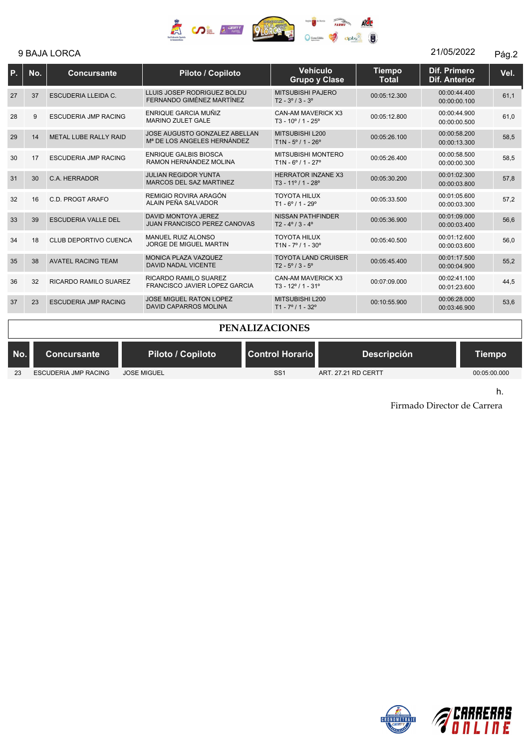9 BAJA LORCA

21/05/2022

| P. | No. | Concursante | Piloto / Copiloto | Vehículo Grupo y Clase | Tiempo Total | Dif. Primero Dif. Anterior | Vel. |
|---|---|---|---|---|---|---|---|
| 27 | 37 | ESCUDERIA LLEIDA C. | LLUIS JOSEP RODRIGUEZ BOLDU<br>FERNANDO GIMÉNEZ MARTÍNEZ | MITSUBISHI PAJERO<br>T2 - 3º / 3 - 3º | 00:05:12.300 | 00:00:44.400<br>00:00:00.100 | 61,1 |
| 28 | 9 | ESCUDERIA JMP RACING | ENRIQUE GARCIA MUÑIZ<br>MARINO ZULET GALE | CAN-AM MAVERICK X3<br>T3 - 10º / 1 - 25º | 00:05:12.800 | 00:00:44.900<br>00:00:00.500 | 61,0 |
| 29 | 14 | METAL LUBE RALLY RAID | JOSE AUGUSTO GONZALEZ ABELLAN<br>Mª DE LOS ANGELES HERNÁNDEZ | MITSUBISHI L200<br>T1N - 5º / 1 - 26º | 00:05:26.100 | 00:00:58.200<br>00:00:13.300 | 58,5 |
| 30 | 17 | ESCUDERIA JMP RACING | ENRIQUE GALBIS BIOSCA<br>RAMON HERNÁNDEZ MOLINA | MITSUBISHI MONTERO<br>T1N - 6º / 1 - 27º | 00:05:26.400 | 00:00:58.500<br>00:00:00.300 | 58,5 |
| 31 | 30 | C.A. HERRADOR | JULIAN REGIDOR YUNTA<br>MARCOS DEL SAZ MARTINEZ | HERRATOR INZANE X3<br>T3 - 11º / 1 - 28º | 00:05:30.200 | 00:01:02.300<br>00:00:03.800 | 57,8 |
| 32 | 16 | C.D. PROGT ARAFO | REMIGIO ROVIRA ARAGÓN<br>ALAIN PEÑA SALVADOR | TOYOTA HILUX<br>T1 - 6º / 1 - 29º | 00:05:33.500 | 00:01:05.600<br>00:00:03.300 | 57,2 |
| 33 | 39 | ESCUDERIA VALLE DEL | DAVID MONTOYA JEREZ<br>JUAN FRANCISCO PEREZ CANOVAS | NISSAN PATHFINDER<br>T2 - 4º / 3 - 4º | 00:05:36.900 | 00:01:09.000<br>00:00:03.400 | 56,6 |
| 34 | 18 | CLUB DEPORTIVO CUENCA | MANUEL RUIZ ALONSO<br>JORGE DE MIGUEL MARTIN | TOYOTA HILUX<br>T1N - 7º / 1 - 30º | 00:05:40.500 | 00:01:12.600<br>00:00:03.600 | 56,0 |
| 35 | 38 | AVATEL RACING TEAM | MONICA PLAZA VAZQUEZ<br>DAVID NADAL VICENTE | TOYOTA LAND CRUISER<br>T2 - 5º / 3 - 5º | 00:05:45.400 | 00:01:17.500<br>00:00:04.900 | 55,2 |
| 36 | 32 | RICARDO RAMILO SUAREZ | RICARDO RAMILO SUAREZ<br>FRANCISCO JAVIER LOPEZ GARCIA | CAN-AM MAVERICK X3<br>T3 - 12º / 1 - 31º | 00:07:09.000 | 00:02:41.100<br>00:01:23.600 | 44,5 |
| 37 | 23 | ESCUDERIA JMP RACING | JOSE MIGUEL RATON LOPEZ<br>DAVID CAPARROS MOLINA | MITSUBISHI L200<br>T1 - 7º / 1 - 32º | 00:10:55.900 | 00:06:28.000<br>00:03:46.900 | 53,6 |

## PENALIZACIONES

| No. | Concursante | Piloto / Copiloto | Control Horario | Descripción | Tiempo |
|---|---|---|---|---|---|
| 23 | ESCUDERIA JMP RACING | JOSE MIGUEL | SS1 | ART. 27.21 RD CERTT | 00:05:00.000 |

h.

Firmado Director de Carrera